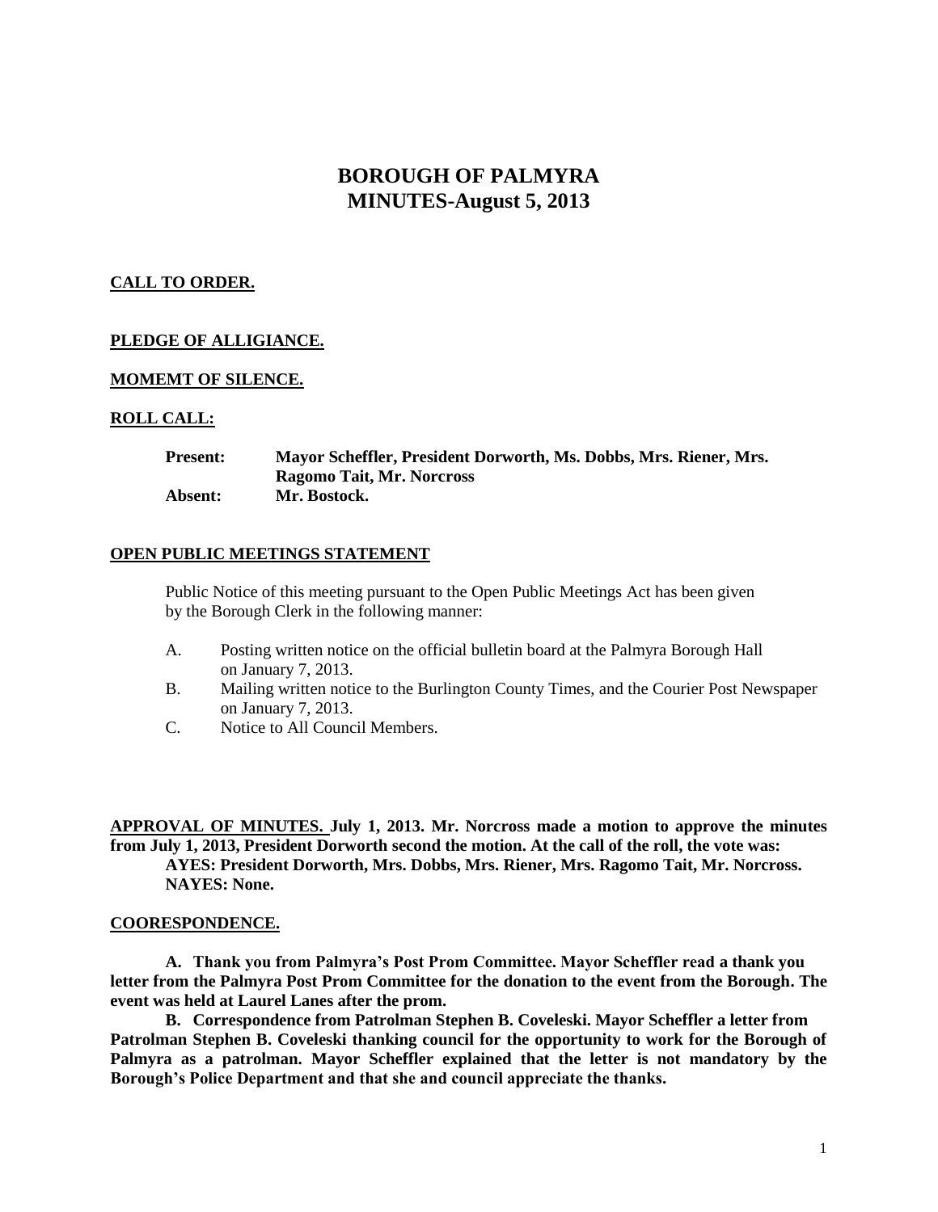# BOROUGH OF PALMYRA
# MINUTES-August 5, 2013

**CALL TO ORDER.**

**PLEDGE OF ALLIGIANCE.**

**MOMEMT OF SILENCE.**

**ROLL CALL:**

**Present:** **Mayor Scheffler, President Dorworth, Ms. Dobbs, Mrs. Riener, Mrs. Ragomo Tait, Mr. Norcross**
**Absent:** **Mr. Bostock.**

**OPEN PUBLIC MEETINGS STATEMENT**

Public Notice of this meeting pursuant to the Open Public Meetings Act has been given by the Borough Clerk in the following manner:

A. Posting written notice on the official bulletin board at the Palmyra Borough Hall on January 7, 2013.
B. Mailing written notice to the Burlington County Times, and the Courier Post Newspaper on January 7, 2013.
C. Notice to All Council Members.

**APPROVAL OF MINUTES. July 1, 2013. Mr. Norcross made a motion to approve the minutes from July 1, 2013, President Dorworth second the motion. At the call of the roll, the vote was:**
**AYES: President Dorworth, Mrs. Dobbs, Mrs. Riener, Mrs. Ragomo Tait, Mr. Norcross.**
**NAYES: None.**

**COORESPONDENCE.**

**A. Thank you from Palmyra's Post Prom Committee. Mayor Scheffler read a thank you letter from the Palmyra Post Prom Committee for the donation to the event from the Borough. The event was held at Laurel Lanes after the prom.**

**B. Correspondence from Patrolman Stephen B. Coveleski. Mayor Scheffler a letter from Patrolman Stephen B. Coveleski thanking council for the opportunity to work for the Borough of Palmyra as a patrolman. Mayor Scheffler explained that the letter is not mandatory by the Borough's Police Department and that she and council appreciate the thanks.**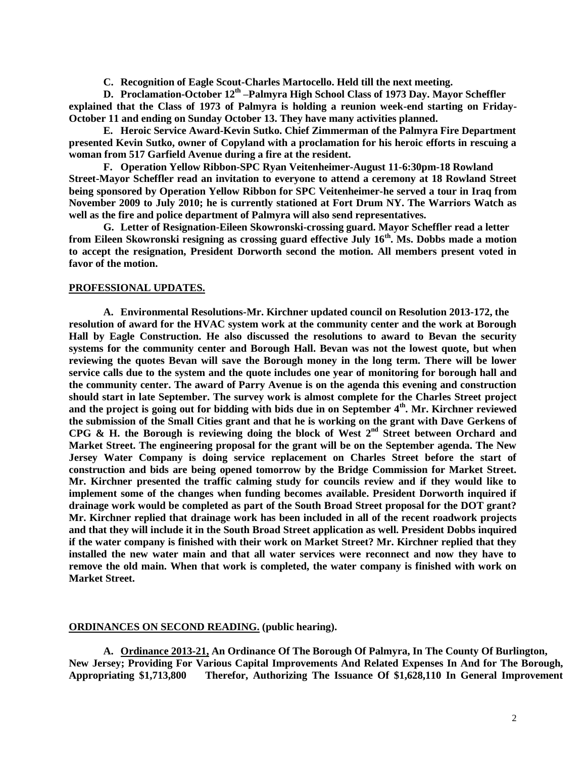**C. Recognition of Eagle Scout-Charles Martocello. Held till the next meeting.**

**D. Proclamation-October 12th –Palmyra High School Class of 1973 Day. Mayor Scheffler explained that the Class of 1973 of Palmyra is holding a reunion week-end starting on Friday-October 11 and ending on Sunday October 13. They have many activities planned.**

**E. Heroic Service Award-Kevin Sutko. Chief Zimmerman of the Palmyra Fire Department presented Kevin Sutko, owner of Copyland with a proclamation for his heroic efforts in rescuing a woman from 517 Garfield Avenue during a fire at the resident.**

**F. Operation Yellow Ribbon-SPC Ryan Veitenheimer-August 11-6:30pm-18 Rowland Street-Mayor Scheffler read an invitation to everyone to attend a ceremony at 18 Rowland Street being sponsored by Operation Yellow Ribbon for SPC Veitenheimer-he served a tour in Iraq from November 2009 to July 2010; he is currently stationed at Fort Drum NY. The Warriors Watch as well as the fire and police department of Palmyra will also send representatives.**

**G. Letter of Resignation-Eileen Skowronski-crossing guard. Mayor Scheffler read a letter from Eileen Skowronski resigning as crossing guard effective July 16th. Ms. Dobbs made a motion to accept the resignation, President Dorworth second the motion. All members present voted in favor of the motion.**

## PROFESSIONAL UPDATES.

**A. Environmental Resolutions-Mr. Kirchner updated council on Resolution 2013-172, the resolution of award for the HVAC system work at the community center and the work at Borough Hall by Eagle Construction. He also discussed the resolutions to award to Bevan the security systems for the community center and Borough Hall. Bevan was not the lowest quote, but when reviewing the quotes Bevan will save the Borough money in the long term. There will be lower service calls due to the system and the quote includes one year of monitoring for borough hall and the community center. The award of Parry Avenue is on the agenda this evening and construction should start in late September. The survey work is almost complete for the Charles Street project and the project is going out for bidding with bids due in on September 4th. Mr. Kirchner reviewed the submission of the Small Cities grant and that he is working on the grant with Dave Gerkens of CPG & H. the Borough is reviewing doing the block of West 2nd Street between Orchard and Market Street. The engineering proposal for the grant will be on the September agenda. The New Jersey Water Company is doing service replacement on Charles Street before the start of construction and bids are being opened tomorrow by the Bridge Commission for Market Street. Mr. Kirchner presented the traffic calming study for councils review and if they would like to implement some of the changes when funding becomes available. President Dorworth inquired if drainage work would be completed as part of the South Broad Street proposal for the DOT grant? Mr. Kirchner replied that drainage work has been included in all of the recent roadwork projects and that they will include it in the South Broad Street application as well. President Dobbs inquired if the water company is finished with their work on Market Street? Mr. Kirchner replied that they installed the new water main and that all water services were reconnect and now they have to remove the old main. When that work is completed, the water company is finished with work on Market Street.**

## ORDINANCES ON SECOND READING. (public hearing).

**A. Ordinance 2013-21, An Ordinance Of The Borough Of Palmyra, In The County Of Burlington, New Jersey; Providing For Various Capital Improvements And Related Expenses In And for The Borough, Appropriating $1,713,800 Therefor, Authorizing The Issuance Of $1,628,110 In General Improvement**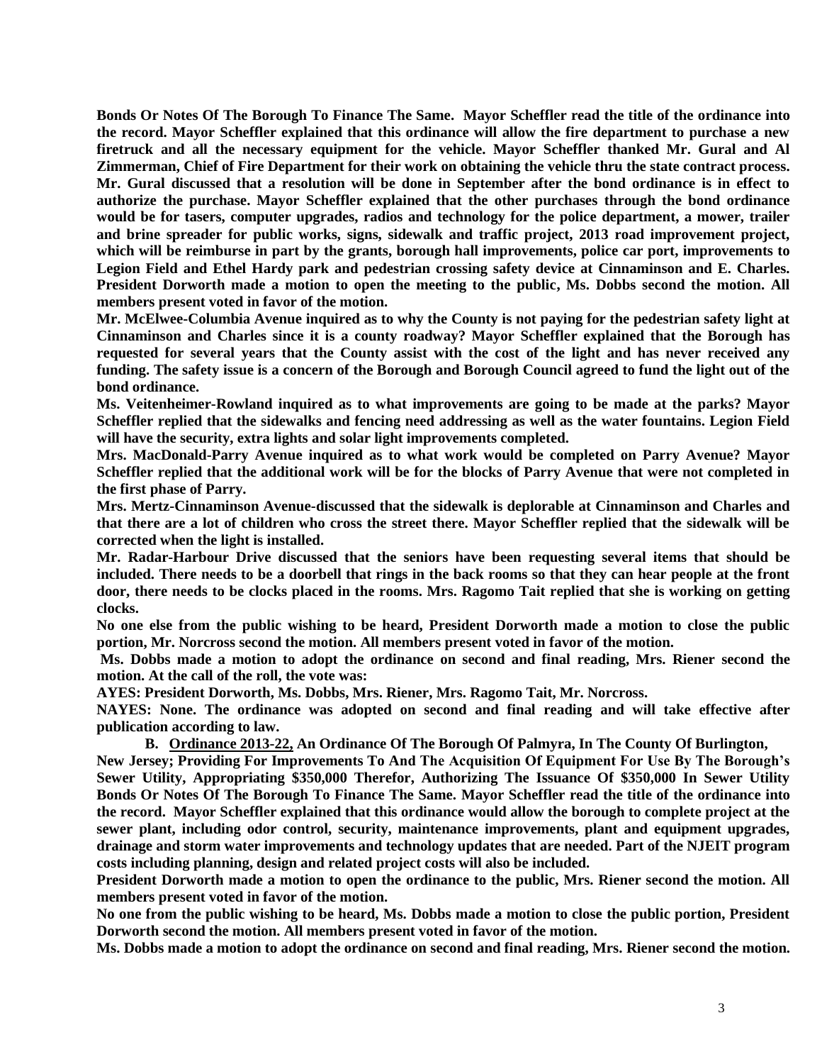**Bonds Or Notes Of The Borough To Finance The Same. Mayor Scheffler read the title of the ordinance into the record. Mayor Scheffler explained that this ordinance will allow the fire department to purchase a new firetruck and all the necessary equipment for the vehicle. Mayor Scheffler thanked Mr. Gural and Al Zimmerman, Chief of Fire Department for their work on obtaining the vehicle thru the state contract process. Mr. Gural discussed that a resolution will be done in September after the bond ordinance is in effect to authorize the purchase. Mayor Scheffler explained that the other purchases through the bond ordinance would be for tasers, computer upgrades, radios and technology for the police department, a mower, trailer and brine spreader for public works, signs, sidewalk and traffic project, 2013 road improvement project, which will be reimburse in part by the grants, borough hall improvements, police car port, improvements to Legion Field and Ethel Hardy park and pedestrian crossing safety device at Cinnaminson and E. Charles. President Dorworth made a motion to open the meeting to the public, Ms. Dobbs second the motion. All members present voted in favor of the motion.**

**Mr. McElwee-Columbia Avenue inquired as to why the County is not paying for the pedestrian safety light at Cinnaminson and Charles since it is a county roadway? Mayor Scheffler explained that the Borough has requested for several years that the County assist with the cost of the light and has never received any funding. The safety issue is a concern of the Borough and Borough Council agreed to fund the light out of the bond ordinance.**

**Ms. Veitenheimer-Rowland inquired as to what improvements are going to be made at the parks? Mayor Scheffler replied that the sidewalks and fencing need addressing as well as the water fountains. Legion Field will have the security, extra lights and solar light improvements completed.**

**Mrs. MacDonald-Parry Avenue inquired as to what work would be completed on Parry Avenue? Mayor Scheffler replied that the additional work will be for the blocks of Parry Avenue that were not completed in the first phase of Parry.**

**Mrs. Mertz-Cinnaminson Avenue-discussed that the sidewalk is deplorable at Cinnaminson and Charles and that there are a lot of children who cross the street there. Mayor Scheffler replied that the sidewalk will be corrected when the light is installed.**

**Mr. Radar-Harbour Drive discussed that the seniors have been requesting several items that should be included. There needs to be a doorbell that rings in the back rooms so that they can hear people at the front door, there needs to be clocks placed in the rooms. Mrs. Ragomo Tait replied that she is working on getting clocks.**

**No one else from the public wishing to be heard, President Dorworth made a motion to close the public portion, Mr. Norcross second the motion. All members present voted in favor of the motion.**

**Ms. Dobbs made a motion to adopt the ordinance on second and final reading, Mrs. Riener second the motion. At the call of the roll, the vote was:**

**AYES: President Dorworth, Ms. Dobbs, Mrs. Riener, Mrs. Ragomo Tait, Mr. Norcross.**

**NAYES: None. The ordinance was adopted on second and final reading and will take effective after publication according to law.**

**B. <u>Ordinance 2013-22,</u> An Ordinance Of The Borough Of Palmyra, In The County Of Burlington, New Jersey; Providing For Improvements To And The Acquisition Of Equipment For Use By The Borough's Sewer Utility, Appropriating \$350,000 Therefor, Authorizing The Issuance Of \$350,000 In Sewer Utility Bonds Or Notes Of The Borough To Finance The Same. Mayor Scheffler read the title of the ordinance into the record. Mayor Scheffler explained that this ordinance would allow the borough to complete project at the sewer plant, including odor control, security, maintenance improvements, plant and equipment upgrades, drainage and storm water improvements and technology updates that are needed. Part of the NJEIT program costs including planning, design and related project costs will also be included.**

**President Dorworth made a motion to open the ordinance to the public, Mrs. Riener second the motion. All members present voted in favor of the motion.**

**No one from the public wishing to be heard, Ms. Dobbs made a motion to close the public portion, President Dorworth second the motion. All members present voted in favor of the motion.**

**Ms. Dobbs made a motion to adopt the ordinance on second and final reading, Mrs. Riener second the motion.**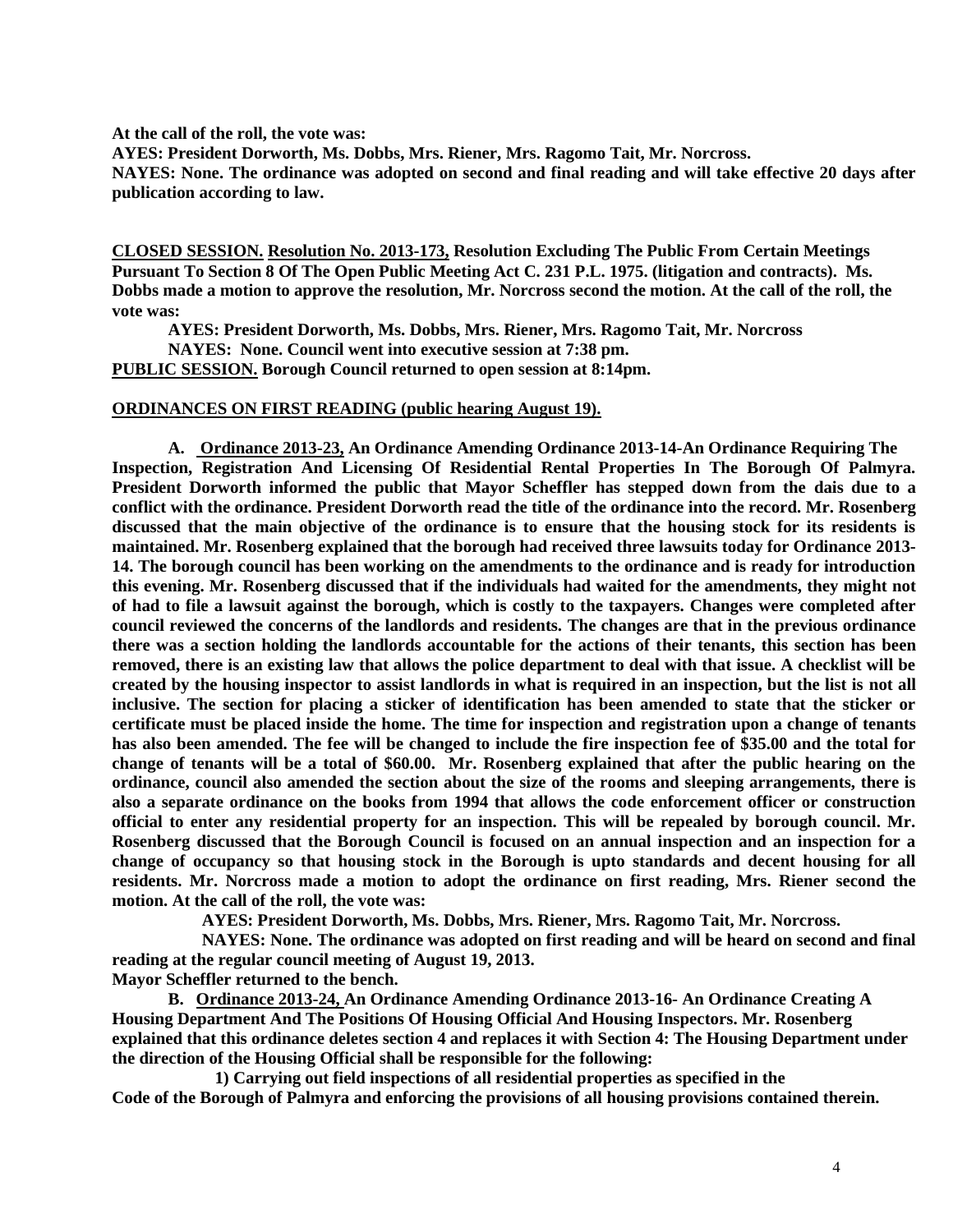**At the call of the roll, the vote was:**

**AYES: President Dorworth, Ms. Dobbs, Mrs. Riener, Mrs. Ragomo Tait, Mr. Norcross.**

**NAYES: None. The ordinance was adopted on second and final reading and will take effective 20 days after publication according to law.**

**CLOSED SESSION. Resolution No. 2013-173, Resolution Excluding The Public From Certain Meetings Pursuant To Section 8 Of The Open Public Meeting Act C. 231 P.L. 1975. (litigation and contracts). Ms. Dobbs made a motion to approve the resolution, Mr. Norcross second the motion. At the call of the roll, the vote was:**

**AYES: President Dorworth, Ms. Dobbs, Mrs. Riener, Mrs. Ragomo Tait, Mr. Norcross**

**NAYES: None. Council went into executive session at 7:38 pm.**

**PUBLIC SESSION. Borough Council returned to open session at 8:14pm.**

**ORDINANCES ON FIRST READING (public hearing August 19).**

**A. Ordinance 2013-23, An Ordinance Amending Ordinance 2013-14-An Ordinance Requiring The Inspection, Registration And Licensing Of Residential Rental Properties In The Borough Of Palmyra. President Dorworth informed the public that Mayor Scheffler has stepped down from the dais due to a conflict with the ordinance. President Dorworth read the title of the ordinance into the record. Mr. Rosenberg discussed that the main objective of the ordinance is to ensure that the housing stock for its residents is maintained. Mr. Rosenberg explained that the borough had received three lawsuits today for Ordinance 2013-14. The borough council has been working on the amendments to the ordinance and is ready for introduction this evening. Mr. Rosenberg discussed that if the individuals had waited for the amendments, they might not of had to file a lawsuit against the borough, which is costly to the taxpayers. Changes were completed after council reviewed the concerns of the landlords and residents. The changes are that in the previous ordinance there was a section holding the landlords accountable for the actions of their tenants, this section has been removed, there is an existing law that allows the police department to deal with that issue. A checklist will be created by the housing inspector to assist landlords in what is required in an inspection, but the list is not all inclusive. The section for placing a sticker of identification has been amended to state that the sticker or certificate must be placed inside the home. The time for inspection and registration upon a change of tenants has also been amended. The fee will be changed to include the fire inspection fee of $35.00 and the total for change of tenants will be a total of $60.00. Mr. Rosenberg explained that after the public hearing on the ordinance, council also amended the section about the size of the rooms and sleeping arrangements, there is also a separate ordinance on the books from 1994 that allows the code enforcement officer or construction official to enter any residential property for an inspection. This will be repealed by borough council. Mr. Rosenberg discussed that the Borough Council is focused on an annual inspection and an inspection for a change of occupancy so that housing stock in the Borough is upto standards and decent housing for all residents. Mr. Norcross made a motion to adopt the ordinance on first reading, Mrs. Riener second the motion. At the call of the roll, the vote was:**

**AYES: President Dorworth, Ms. Dobbs, Mrs. Riener, Mrs. Ragomo Tait, Mr. Norcross.**

**NAYES: None. The ordinance was adopted on first reading and will be heard on second and final reading at the regular council meeting of August 19, 2013.**

**Mayor Scheffler returned to the bench.**

**B. Ordinance 2013-24, An Ordinance Amending Ordinance 2013-16- An Ordinance Creating A Housing Department And The Positions Of Housing Official And Housing Inspectors. Mr. Rosenberg explained that this ordinance deletes section 4 and replaces it with Section 4: The Housing Department under the direction of the Housing Official shall be responsible for the following:**

**1) Carrying out field inspections of all residential properties as specified in the Code of the Borough of Palmyra and enforcing the provisions of all housing provisions contained therein.**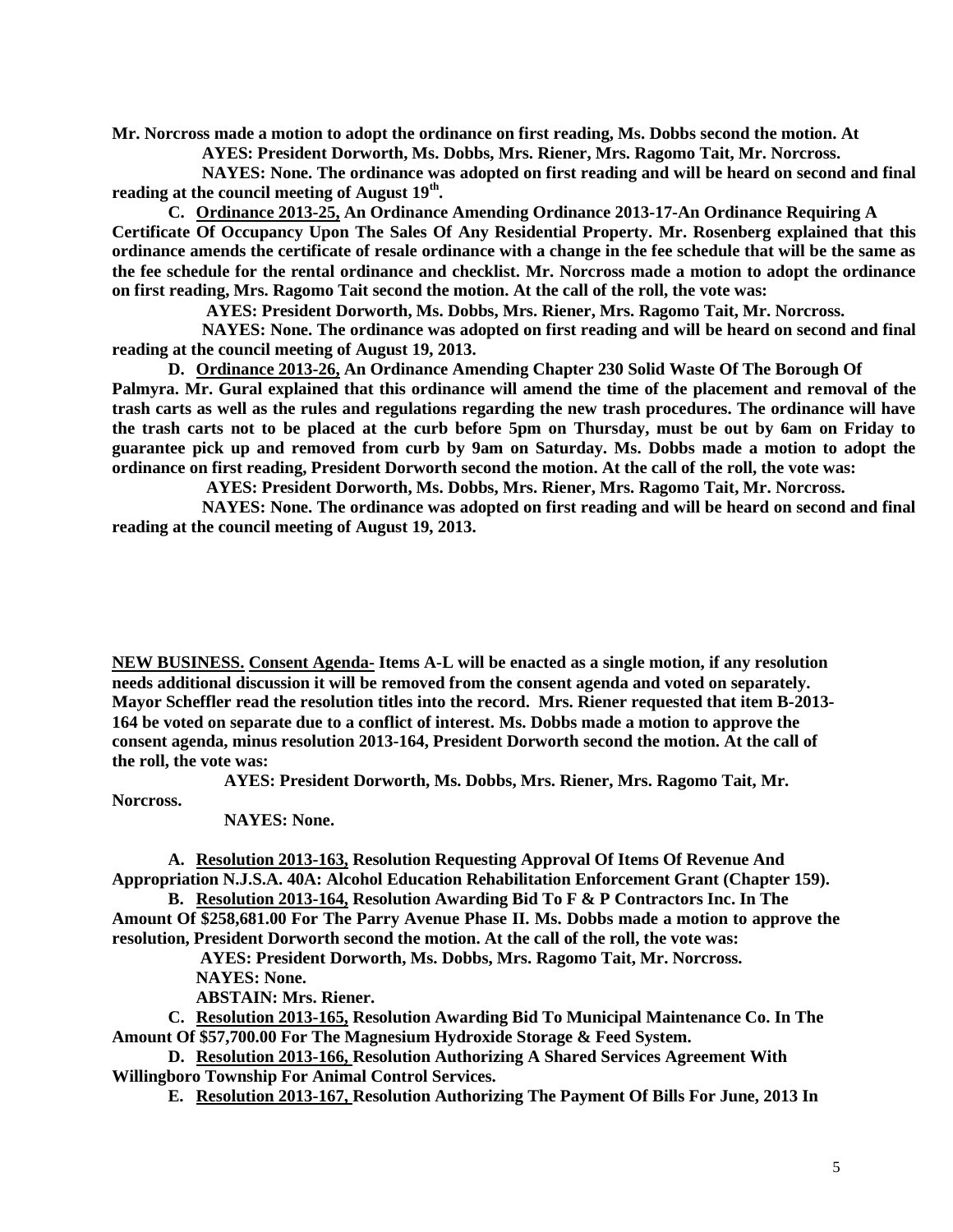**Mr. Norcross made a motion to adopt the ordinance on first reading, Ms. Dobbs second the motion. At**

**AYES: President Dorworth, Ms. Dobbs, Mrs. Riener, Mrs. Ragomo Tait, Mr. Norcross.**

**NAYES: None. The ordinance was adopted on first reading and will be heard on second and final reading at the council meeting of August 19th.**

**C. Ordinance 2013-25, An Ordinance Amending Ordinance 2013-17-An Ordinance Requiring A Certificate Of Occupancy Upon The Sales Of Any Residential Property. Mr. Rosenberg explained that this ordinance amends the certificate of resale ordinance with a change in the fee schedule that will be the same as the fee schedule for the rental ordinance and checklist. Mr. Norcross made a motion to adopt the ordinance on first reading, Mrs. Ragomo Tait second the motion. At the call of the roll, the vote was:**

**AYES: President Dorworth, Ms. Dobbs, Mrs. Riener, Mrs. Ragomo Tait, Mr. Norcross.**

**NAYES: None. The ordinance was adopted on first reading and will be heard on second and final reading at the council meeting of August 19, 2013.**

**D. Ordinance 2013-26, An Ordinance Amending Chapter 230 Solid Waste Of The Borough Of Palmyra. Mr. Gural explained that this ordinance will amend the time of the placement and removal of the trash carts as well as the rules and regulations regarding the new trash procedures. The ordinance will have the trash carts not to be placed at the curb before 5pm on Thursday, must be out by 6am on Friday to guarantee pick up and removed from curb by 9am on Saturday. Ms. Dobbs made a motion to adopt the ordinance on first reading, President Dorworth second the motion. At the call of the roll, the vote was:**

**AYES: President Dorworth, Ms. Dobbs, Mrs. Riener, Mrs. Ragomo Tait, Mr. Norcross.**

**NAYES: None. The ordinance was adopted on first reading and will be heard on second and final reading at the council meeting of August 19, 2013.**

**NEW BUSINESS. Consent Agenda- Items A-L will be enacted as a single motion, if any resolution needs additional discussion it will be removed from the consent agenda and voted on separately. Mayor Scheffler read the resolution titles into the record. Mrs. Riener requested that item B-2013-164 be voted on separate due to a conflict of interest. Ms. Dobbs made a motion to approve the consent agenda, minus resolution 2013-164, President Dorworth second the motion. At the call of the roll, the vote was:**

**AYES: President Dorworth, Ms. Dobbs, Mrs. Riener, Mrs. Ragomo Tait, Mr. Norcross.**

**NAYES: None.**

**A. Resolution 2013-163, Resolution Requesting Approval Of Items Of Revenue And Appropriation N.J.S.A. 40A: Alcohol Education Rehabilitation Enforcement Grant (Chapter 159).**

**B. Resolution 2013-164, Resolution Awarding Bid To F & P Contractors Inc. In The Amount Of $258,681.00 For The Parry Avenue Phase II. Ms. Dobbs made a motion to approve the resolution, President Dorworth second the motion. At the call of the roll, the vote was:**

**AYES: President Dorworth, Ms. Dobbs, Mrs. Ragomo Tait, Mr. Norcross.**

**NAYES: None.**

**ABSTAIN: Mrs. Riener.**

**C. Resolution 2013-165, Resolution Awarding Bid To Municipal Maintenance Co. In The Amount Of $57,700.00 For The Magnesium Hydroxide Storage & Feed System.**

**D. Resolution 2013-166, Resolution Authorizing A Shared Services Agreement With Willingboro Township For Animal Control Services.**

**E. Resolution 2013-167, Resolution Authorizing The Payment Of Bills For June, 2013 In**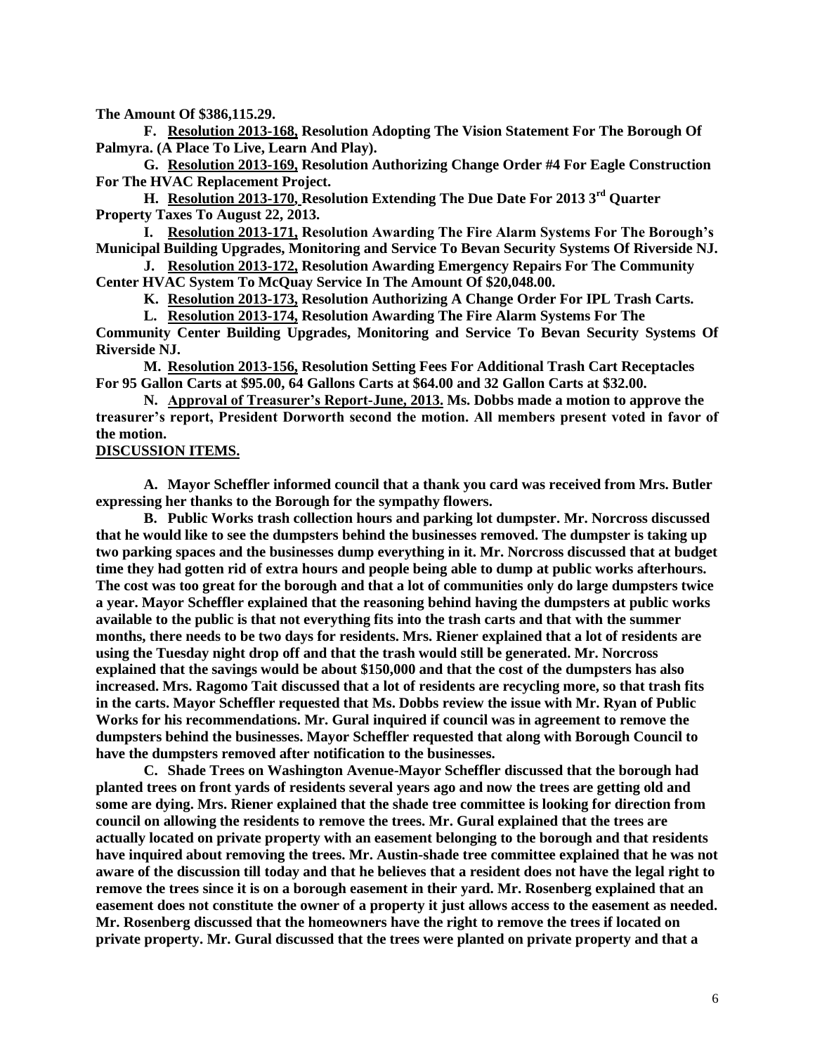**The Amount Of $386,115.29.**

**F. Resolution 2013-168, Resolution Adopting The Vision Statement For The Borough Of Palmyra. (A Place To Live, Learn And Play).**

**G. Resolution 2013-169, Resolution Authorizing Change Order #4 For Eagle Construction For The HVAC Replacement Project.**

**H. Resolution 2013-170, Resolution Extending The Due Date For 2013 3rd Quarter Property Taxes To August 22, 2013.**

**I. Resolution 2013-171, Resolution Awarding The Fire Alarm Systems For The Borough's Municipal Building Upgrades, Monitoring and Service To Bevan Security Systems Of Riverside NJ.**

**J. Resolution 2013-172, Resolution Awarding Emergency Repairs For The Community Center HVAC System To McQuay Service In The Amount Of $20,048.00.**

**K. Resolution 2013-173, Resolution Authorizing A Change Order For IPL Trash Carts.**

**L. Resolution 2013-174, Resolution Awarding The Fire Alarm Systems For The Community Center Building Upgrades, Monitoring and Service To Bevan Security Systems Of Riverside NJ.**

**M. Resolution 2013-156, Resolution Setting Fees For Additional Trash Cart Receptacles For 95 Gallon Carts at $95.00, 64 Gallons Carts at $64.00 and 32 Gallon Carts at $32.00.**

**N. Approval of Treasurer's Report-June, 2013. Ms. Dobbs made a motion to approve the treasurer's report, President Dorworth second the motion. All members present voted in favor of the motion.**

**DISCUSSION ITEMS.**

**A. Mayor Scheffler informed council that a thank you card was received from Mrs. Butler expressing her thanks to the Borough for the sympathy flowers.**

**B. Public Works trash collection hours and parking lot dumpster. Mr. Norcross discussed that he would like to see the dumpsters behind the businesses removed. The dumpster is taking up two parking spaces and the businesses dump everything in it. Mr. Norcross discussed that at budget time they had gotten rid of extra hours and people being able to dump at public works afterhours. The cost was too great for the borough and that a lot of communities only do large dumpsters twice a year. Mayor Scheffler explained that the reasoning behind having the dumpsters at public works available to the public is that not everything fits into the trash carts and that with the summer months, there needs to be two days for residents. Mrs. Riener explained that a lot of residents are using the Tuesday night drop off and that the trash would still be generated. Mr. Norcross explained that the savings would be about $150,000 and that the cost of the dumpsters has also increased. Mrs. Ragomo Tait discussed that a lot of residents are recycling more, so that trash fits in the carts. Mayor Scheffler requested that Ms. Dobbs review the issue with Mr. Ryan of Public Works for his recommendations. Mr. Gural inquired if council was in agreement to remove the dumpsters behind the businesses. Mayor Scheffler requested that along with Borough Council to have the dumpsters removed after notification to the businesses.**

**C. Shade Trees on Washington Avenue-Mayor Scheffler discussed that the borough had planted trees on front yards of residents several years ago and now the trees are getting old and some are dying. Mrs. Riener explained that the shade tree committee is looking for direction from council on allowing the residents to remove the trees. Mr. Gural explained that the trees are actually located on private property with an easement belonging to the borough and that residents have inquired about removing the trees. Mr. Austin-shade tree committee explained that he was not aware of the discussion till today and that he believes that a resident does not have the legal right to remove the trees since it is on a borough easement in their yard. Mr. Rosenberg explained that an easement does not constitute the owner of a property it just allows access to the easement as needed. Mr. Rosenberg discussed that the homeowners have the right to remove the trees if located on private property. Mr. Gural discussed that the trees were planted on private property and that a**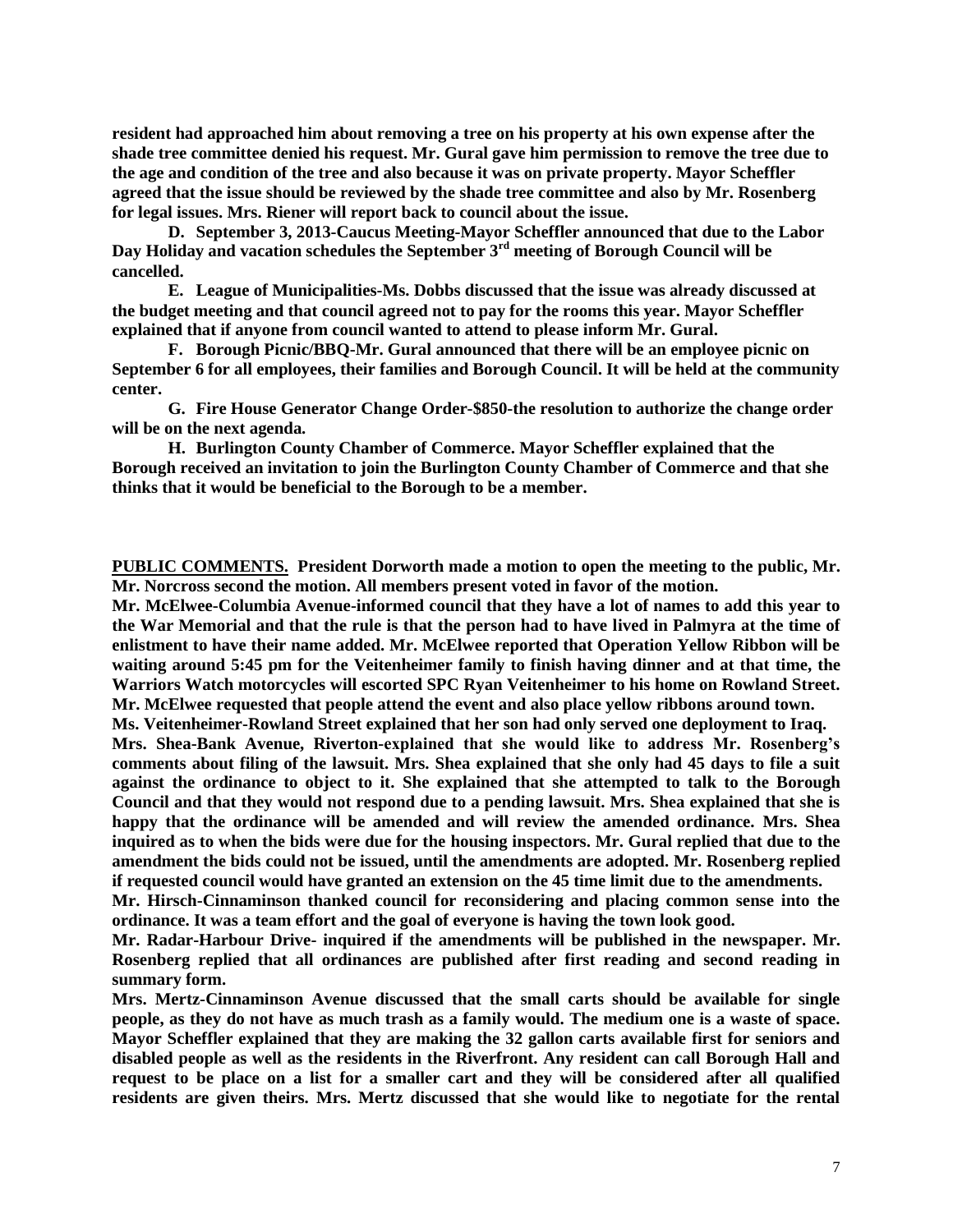**resident had approached him about removing a tree on his property at his own expense after the shade tree committee denied his request. Mr. Gural gave him permission to remove the tree due to the age and condition of the tree and also because it was on private property. Mayor Scheffler agreed that the issue should be reviewed by the shade tree committee and also by Mr. Rosenberg for legal issues. Mrs. Riener will report back to council about the issue.**

**D. September 3, 2013-Caucus Meeting-Mayor Scheffler announced that due to the Labor Day Holiday and vacation schedules the September 3rd meeting of Borough Council will be cancelled.**

**E. League of Municipalities-Ms. Dobbs discussed that the issue was already discussed at the budget meeting and that council agreed not to pay for the rooms this year. Mayor Scheffler explained that if anyone from council wanted to attend to please inform Mr. Gural.**

**F. Borough Picnic/BBQ-Mr. Gural announced that there will be an employee picnic on September 6 for all employees, their families and Borough Council. It will be held at the community center.**

**G. Fire House Generator Change Order-$850-the resolution to authorize the change order will be on the next agenda.**

**H. Burlington County Chamber of Commerce. Mayor Scheffler explained that the Borough received an invitation to join the Burlington County Chamber of Commerce and that she thinks that it would be beneficial to the Borough to be a member.**

**<u>PUBLIC COMMENTS.</u> President Dorworth made a motion to open the meeting to the public, Mr. Mr. Norcross second the motion. All members present voted in favor of the motion.**

**Mr. McElwee-Columbia Avenue-informed council that they have a lot of names to add this year to the War Memorial and that the rule is that the person had to have lived in Palmyra at the time of enlistment to have their name added. Mr. McElwee reported that Operation Yellow Ribbon will be waiting around 5:45 pm for the Veitenheimer family to finish having dinner and at that time, the Warriors Watch motorcycles will escorted SPC Ryan Veitenheimer to his home on Rowland Street. Mr. McElwee requested that people attend the event and also place yellow ribbons around town.**

**Ms. Veitenheimer-Rowland Street explained that her son had only served one deployment to Iraq.**

**Mrs. Shea-Bank Avenue, Riverton-explained that she would like to address Mr. Rosenberg's comments about filing of the lawsuit. Mrs. Shea explained that she only had 45 days to file a suit against the ordinance to object to it. She explained that she attempted to talk to the Borough Council and that they would not respond due to a pending lawsuit. Mrs. Shea explained that she is happy that the ordinance will be amended and will review the amended ordinance. Mrs. Shea inquired as to when the bids were due for the housing inspectors. Mr. Gural replied that due to the amendment the bids could not be issued, until the amendments are adopted. Mr. Rosenberg replied if requested council would have granted an extension on the 45 time limit due to the amendments.**

**Mr. Hirsch-Cinnaminson thanked council for reconsidering and placing common sense into the ordinance. It was a team effort and the goal of everyone is having the town look good.**

**Mr. Radar-Harbour Drive- inquired if the amendments will be published in the newspaper. Mr. Rosenberg replied that all ordinances are published after first reading and second reading in summary form.**

**Mrs. Mertz-Cinnaminson Avenue discussed that the small carts should be available for single people, as they do not have as much trash as a family would. The medium one is a waste of space. Mayor Scheffler explained that they are making the 32 gallon carts available first for seniors and disabled people as well as the residents in the Riverfront. Any resident can call Borough Hall and request to be place on a list for a smaller cart and they will be considered after all qualified residents are given theirs. Mrs. Mertz discussed that she would like to negotiate for the rental**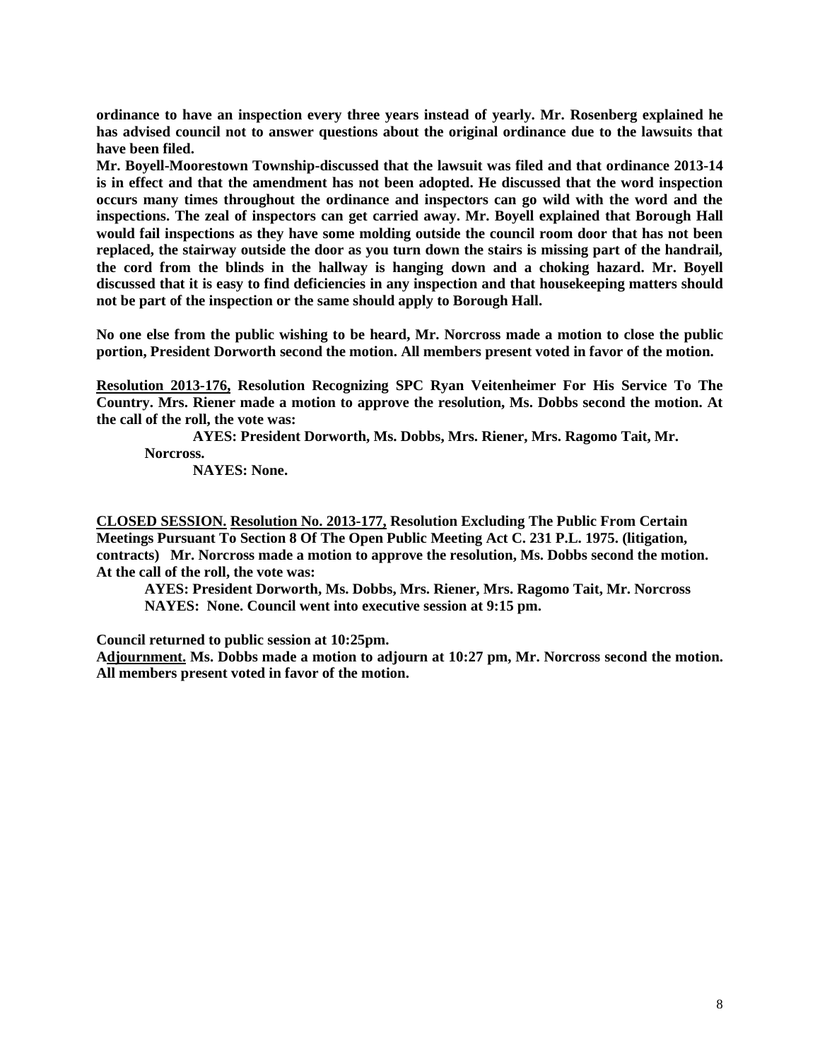**ordinance to have an inspection every three years instead of yearly. Mr. Rosenberg explained he has advised council not to answer questions about the original ordinance due to the lawsuits that have been filed.**

**Mr. Boyell-Moorestown Township-discussed that the lawsuit was filed and that ordinance 2013-14 is in effect and that the amendment has not been adopted. He discussed that the word inspection occurs many times throughout the ordinance and inspectors can go wild with the word and the inspections. The zeal of inspectors can get carried away. Mr. Boyell explained that Borough Hall would fail inspections as they have some molding outside the council room door that has not been replaced, the stairway outside the door as you turn down the stairs is missing part of the handrail, the cord from the blinds in the hallway is hanging down and a choking hazard. Mr. Boyell discussed that it is easy to find deficiencies in any inspection and that housekeeping matters should not be part of the inspection or the same should apply to Borough Hall.**

**No one else from the public wishing to be heard, Mr. Norcross made a motion to close the public portion, President Dorworth second the motion. All members present voted in favor of the motion.**

**<u>Resolution 2013-176,</u> Resolution Recognizing SPC Ryan Veitenheimer For His Service To The Country. Mrs. Riener made a motion to approve the resolution, Ms. Dobbs second the motion. At the call of the roll, the vote was:**

**AYES: President Dorworth, Ms. Dobbs, Mrs. Riener, Mrs. Ragomo Tait, Mr. Norcross.**

**NAYES: None.**

**<u>CLOSED SESSION.</u> <u>Resolution No. 2013-177,</u> Resolution Excluding The Public From Certain Meetings Pursuant To Section 8 Of The Open Public Meeting Act C. 231 P.L. 1975. (litigation, contracts) Mr. Norcross made a motion to approve the resolution, Ms. Dobbs second the motion. At the call of the roll, the vote was:**

**AYES: President Dorworth, Ms. Dobbs, Mrs. Riener, Mrs. Ragomo Tait, Mr. Norcross**
**NAYES: None. Council went into executive session at 9:15 pm.**

**Council returned to public session at 10:25pm.**

**A<u>djournment.</u> Ms. Dobbs made a motion to adjourn at 10:27 pm, Mr. Norcross second the motion. All members present voted in favor of the motion.**